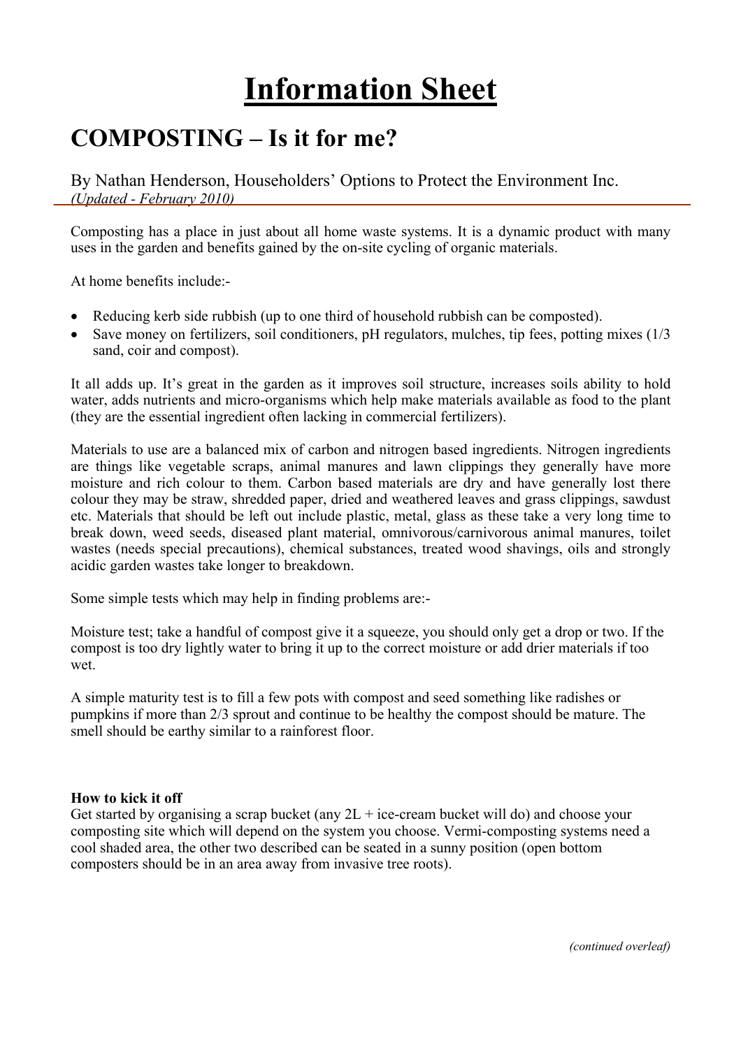# Information Sheet

## COMPOSTING – Is it for me?

By Nathan Henderson, Householders' Options to Protect the Environment Inc.
*(Updated - February 2010)*

Composting has a place in just about all home waste systems. It is a dynamic product with many uses in the garden and benefits gained by the on-site cycling of organic materials.

At home benefits include:-

- Reducing kerb side rubbish (up to one third of household rubbish can be composted).
- Save money on fertilizers, soil conditioners, pH regulators, mulches, tip fees, potting mixes (1/3 sand, coir and compost).

It all adds up. It's great in the garden as it improves soil structure, increases soils ability to hold water, adds nutrients and micro-organisms which help make materials available as food to the plant (they are the essential ingredient often lacking in commercial fertilizers).

Materials to use are a balanced mix of carbon and nitrogen based ingredients. Nitrogen ingredients are things like vegetable scraps, animal manures and lawn clippings they generally have more moisture and rich colour to them. Carbon based materials are dry and have generally lost there colour they may be straw, shredded paper, dried and weathered leaves and grass clippings, sawdust etc. Materials that should be left out include plastic, metal, glass as these take a very long time to break down, weed seeds, diseased plant material, omnivorous/carnivorous animal manures, toilet wastes (needs special precautions), chemical substances, treated wood shavings, oils and strongly acidic garden wastes take longer to breakdown.

Some simple tests which may help in finding problems are:-

Moisture test; take a handful of compost give it a squeeze, you should only get a drop or two. If the compost is too dry lightly water to bring it up to the correct moisture or add drier materials if too wet.

A simple maturity test is to fill a few pots with compost and seed something like radishes or pumpkins if more than 2/3 sprout and continue to be healthy the compost should be mature. The smell should be earthy similar to a rainforest floor.

**How to kick it off**

Get started by organising a scrap bucket (any 2L + ice-cream bucket will do) and choose your composting site which will depend on the system you choose. Vermi-composting systems need a cool shaded area, the other two described can be seated in a sunny position (open bottom composters should be in an area away from invasive tree roots).

*(continued overleaf)*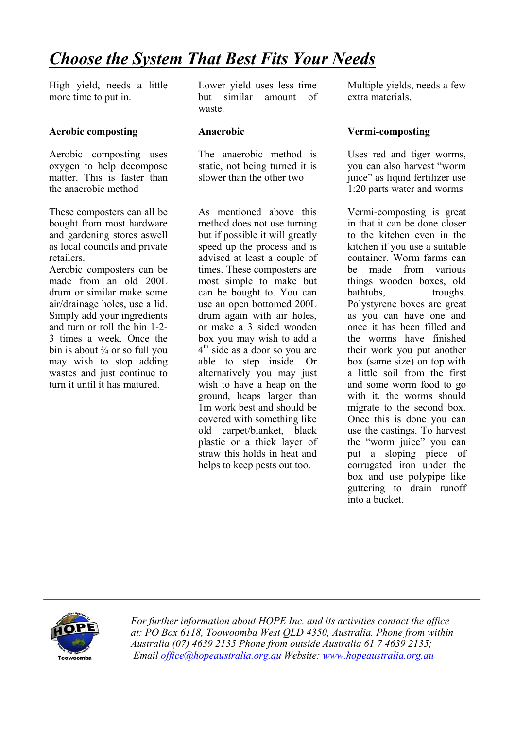# *Choose the System That Best Fits Your Needs*

High yield, needs a little more time to put in.

### Aerobic composting

Aerobic composting uses oxygen to help decompose matter. This is faster than the anaerobic method

These composters can all be bought from most hardware and gardening stores aswell as local councils and private retailers.
Aerobic composters can be made from an old 200L drum or similar make some air/drainage holes, use a lid. Simply add your ingredients and turn or roll the bin 1-2-3 times a week. Once the bin is about ¾ or so full you may wish to stop adding wastes and just continue to turn it until it has matured.

Lower yield uses less time but similar amount of waste.

### Anaerobic

The anaerobic method is static, not being turned it is slower than the other two

As mentioned above this method does not use turning but if possible it will greatly speed up the process and is advised at least a couple of times. These composters are most simple to make but can be bought to. You can use an open bottomed 200L drum again with air holes, or make a 3 sided wooden box you may wish to add a 4th side as a door so you are able to step inside. Or alternatively you may just wish to have a heap on the ground, heaps larger than 1m work best and should be covered with something like old carpet/blanket, black plastic or a thick layer of straw this holds in heat and helps to keep pests out too.

Multiple yields, needs a few extra materials.

### Vermi-composting

Uses red and tiger worms, you can also harvest "worm juice" as liquid fertilizer use 1:20 parts water and worms

Vermi-composting is great in that it can be done closer to the kitchen even in the kitchen if you use a suitable container. Worm farms can be made from various things wooden boxes, old bathtubs, troughs. Polystyrene boxes are great as you can have one and once it has been filled and the worms have finished their work you put another box (same size) on top with a little soil from the first and some worm food to go with it, the worms should migrate to the second box. Once this is done you can use the castings. To harvest the "worm juice" you can put a sloping piece of corrugated iron under the box and use polypipe like guttering to drain runoff into a bucket.

---

*For further information about HOPE Inc. and its activities contact the office at: PO Box 6118, Toowoomba West QLD 4350, Australia. Phone from within Australia (07) 4639 2135 Phone from outside Australia 61 7 4639 2135; Email office@hopeaustralia.org.au Website: www.hopeaustralia.org.au*